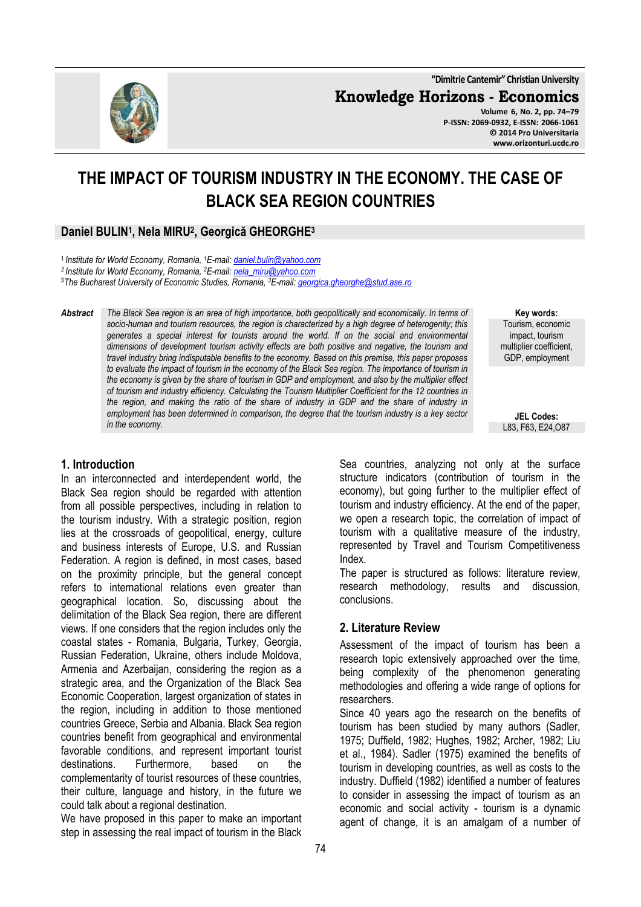# THE IMPACT OF TOURISM INDUSTRY IN THE ECONOMY. THE CASE OF BLACK SEA REGION COUNTRIES

**Daniel BULIN[1], Nela MIRU[2], Georgică GHEORGHE[3]**

[1] *Institute for World Economy, Romania, [1]E-mail: daniel.bulin@yahoo.com*
[2] *Institute for World Economy, Romania, [2]E-mail: nela_miru@yahoo.com*
[3] *The Bucharest University of Economic Studies, Romania, [3]E-mail: georgica.gheorghe@stud.ase.ro*

***Abstract*** *The Black Sea region is an area of high importance, both geopolitically and economically. In terms of socio-human and tourism resources, the region is characterized by a high degree of heterogeneity; this generates a special interest for tourists around the world. If on the social and environmental dimensions of development tourism activity effects are both positive and negative, the tourism and travel industry bring indisputable benefits to the economy. Based on this premise, this paper proposes to evaluate the impact of tourism in the economy of the Black Sea region. The importance of tourism in the economy is given by the share of tourism in GDP and employment, and also by the multiplier effect of tourism and industry efficiency. Calculating the Tourism Multiplier Coefficient for the 12 countries in the region, and making the ratio of the share of industry in GDP and the share of industry in employment has been determined in comparison, the degree that the tourism industry is a key sector in the economy.*

**Key words:** Tourism, economic impact, tourism multiplier coefficient, GDP, employment

**JEL Codes:** L83, F63, E24,O87

## 1. Introduction

In an interconnected and interdependent world, the Black Sea region should be regarded with attention from all possible perspectives, including in relation to the tourism industry. With a strategic position, region lies at the crossroads of geopolitical, energy, culture and business interests of Europe, U.S. and Russian Federation. A region is defined, in most cases, based on the proximity principle, but the general concept refers to international relations even greater than geographical location. So, discussing about the delimitation of the Black Sea region, there are different views. If one considers that the region includes only the coastal states - Romania, Bulgaria, Turkey, Georgia, Russian Federation, Ukraine, others include Moldova, Armenia and Azerbaijan, considering the region as a strategic area, and the Organization of the Black Sea Economic Cooperation, largest organization of states in the region, including in addition to those mentioned countries Greece, Serbia and Albania. Black Sea region countries benefit from geographical and environmental favorable conditions, and represent important tourist destinations. Furthermore, based on the complementarity of tourist resources of these countries, their culture, language and history, in the future we could talk about a regional destination.

We have proposed in this paper to make an important step in assessing the real impact of tourism in the Black Sea countries, analyzing not only at the surface structure indicators (contribution of tourism in the economy), but going further to the multiplier effect of tourism and industry efficiency. At the end of the paper, we open a research topic, the correlation of impact of tourism with a qualitative measure of the industry, represented by Travel and Tourism Competitiveness Index.

The paper is structured as follows: literature review, research methodology, results and discussion, conclusions.

## 2. Literature Review

Assessment of the impact of tourism has been a research topic extensively approached over the time, being complexity of the phenomenon generating methodologies and offering a wide range of options for researchers.

Since 40 years ago the research on the benefits of tourism has been studied by many authors (Sadler, 1975; Duffield, 1982; Hughes, 1982; Archer, 1982; Liu et al., 1984). Sadler (1975) examined the benefits of tourism in developing countries, as well as costs to the industry. Duffield (1982) identified a number of features to consider in assessing the impact of tourism as an economic and social activity - tourism is a dynamic agent of change, it is an amalgam of a number of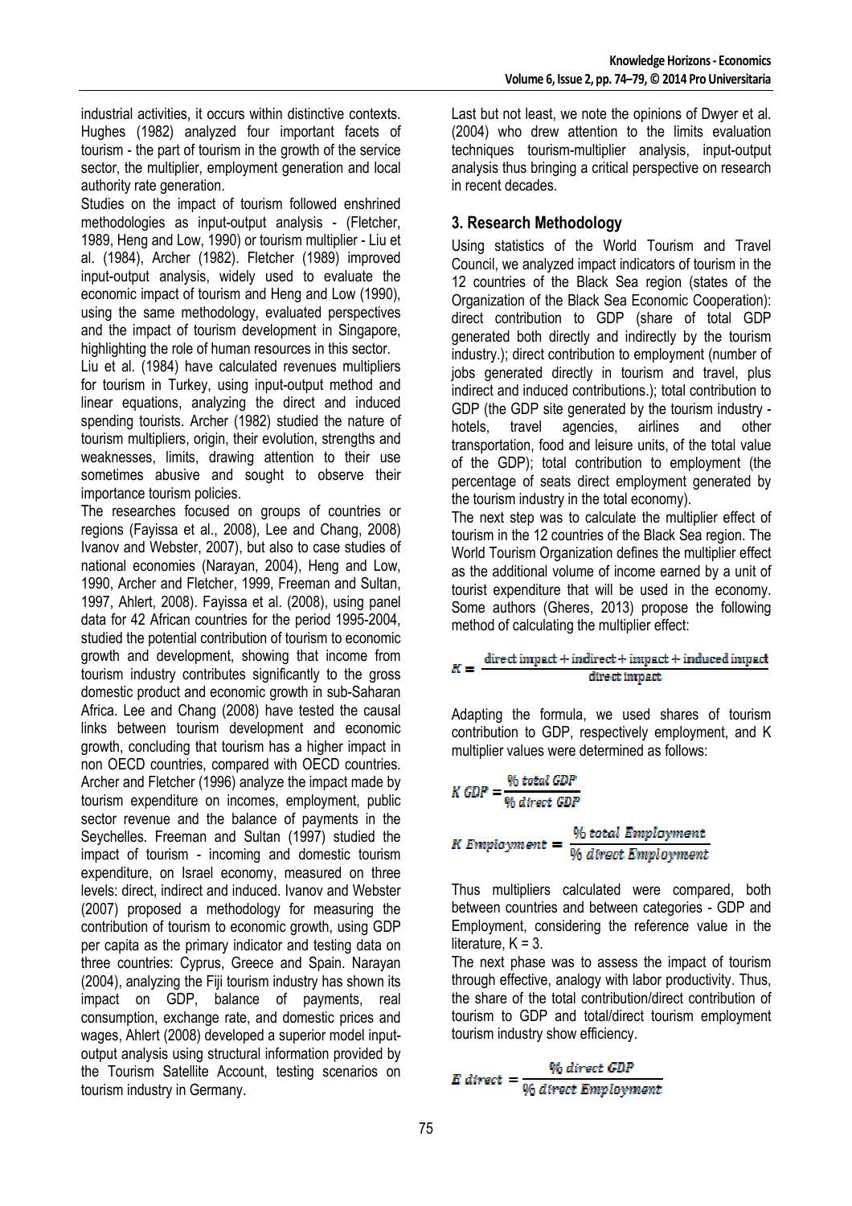industrial activities, it occurs within distinctive contexts. Hughes (1982) analyzed four important facets of tourism - the part of tourism in the growth of the service sector, the multiplier, employment generation and local authority rate generation.

Studies on the impact of tourism followed enshrined methodologies as input-output analysis - (Fletcher, 1989, Heng and Low, 1990) or tourism multiplier - Liu et al. (1984), Archer (1982). Fletcher (1989) improved input-output analysis, widely used to evaluate the economic impact of tourism and Heng and Low (1990), using the same methodology, evaluated perspectives and the impact of tourism development in Singapore, highlighting the role of human resources in this sector.

Liu et al. (1984) have calculated revenues multipliers for tourism in Turkey, using input-output method and linear equations, analyzing the direct and induced spending tourists. Archer (1982) studied the nature of tourism multipliers, origin, their evolution, strengths and weaknesses, limits, drawing attention to their use sometimes abusive and sought to observe their importance tourism policies.

The researches focused on groups of countries or regions (Fayissa et al., 2008), Lee and Chang, 2008) Ivanov and Webster, 2007), but also to case studies of national economies (Narayan, 2004), Heng and Low, 1990, Archer and Fletcher, 1999, Freeman and Sultan, 1997, Ahlert, 2008). Fayissa et al. (2008), using panel data for 42 African countries for the period 1995-2004, studied the potential contribution of tourism to economic growth and development, showing that income from tourism industry contributes significantly to the gross domestic product and economic growth in sub-Saharan Africa. Lee and Chang (2008) have tested the causal links between tourism development and economic growth, concluding that tourism has a higher impact in non OECD countries, compared with OECD countries. Archer and Fletcher (1996) analyze the impact made by tourism expenditure on incomes, employment, public sector revenue and the balance of payments in the Seychelles. Freeman and Sultan (1997) studied the impact of tourism - incoming and domestic tourism expenditure, on Israel economy, measured on three levels: direct, indirect and induced. Ivanov and Webster (2007) proposed a methodology for measuring the contribution of tourism to economic growth, using GDP per capita as the primary indicator and testing data on three countries: Cyprus, Greece and Spain. Narayan (2004), analyzing the Fiji tourism industry has shown its impact on GDP, balance of payments, real consumption, exchange rate, and domestic prices and wages, Ahlert (2008) developed a superior model input-output analysis using structural information provided by the Tourism Satellite Account, testing scenarios on tourism industry in Germany.

Last but not least, we note the opinions of Dwyer et al. (2004) who drew attention to the limits evaluation techniques tourism-multiplier analysis, input-output analysis thus bringing a critical perspective on research in recent decades.

## 3. Research Methodology

Using statistics of the World Tourism and Travel Council, we analyzed impact indicators of tourism in the 12 countries of the Black Sea region (states of the Organization of the Black Sea Economic Cooperation): direct contribution to GDP (share of total GDP generated both directly and indirectly by the tourism industry.); direct contribution to employment (number of jobs generated directly in tourism and travel, plus indirect and induced contributions.); total contribution to GDP (the GDP site generated by the tourism industry - hotels, travel agencies, airlines and other transportation, food and leisure units, of the total value of the GDP); total contribution to employment (the percentage of seats direct employment generated by the tourism industry in the total economy).

The next step was to calculate the multiplier effect of tourism in the 12 countries of the Black Sea region. The World Tourism Organization defines the multiplier effect as the additional volume of income earned by a unit of tourist expenditure that will be used in the economy. Some authors (Gheres, 2013) propose the following method of calculating the multiplier effect:

$$K = \frac{\text{direct impact} + \text{indirect} + \text{impact} + \text{induced impact}}{\text{direct impact}}$$

Adapting the formula, we used shares of tourism contribution to GDP, respectively employment, and K multiplier values were determined as follows:

$$K\ GDP = \frac{\%\ total\ GDP}{\%\ direct\ GDP}$$

$$K\ Employment = \frac{\%\ total\ Employment}{\%\ direct\ Employment}$$

Thus multipliers calculated were compared, both between countries and between categories - GDP and Employment, considering the reference value in the literature, K = 3.

The next phase was to assess the impact of tourism through effective, analogy with labor productivity. Thus, the share of the total contribution/direct contribution of tourism to GDP and total/direct tourism employment tourism industry show efficiency.

$$E\ direct = \frac{\%\ direct\ GDP}{\%\ direct\ Employment}$$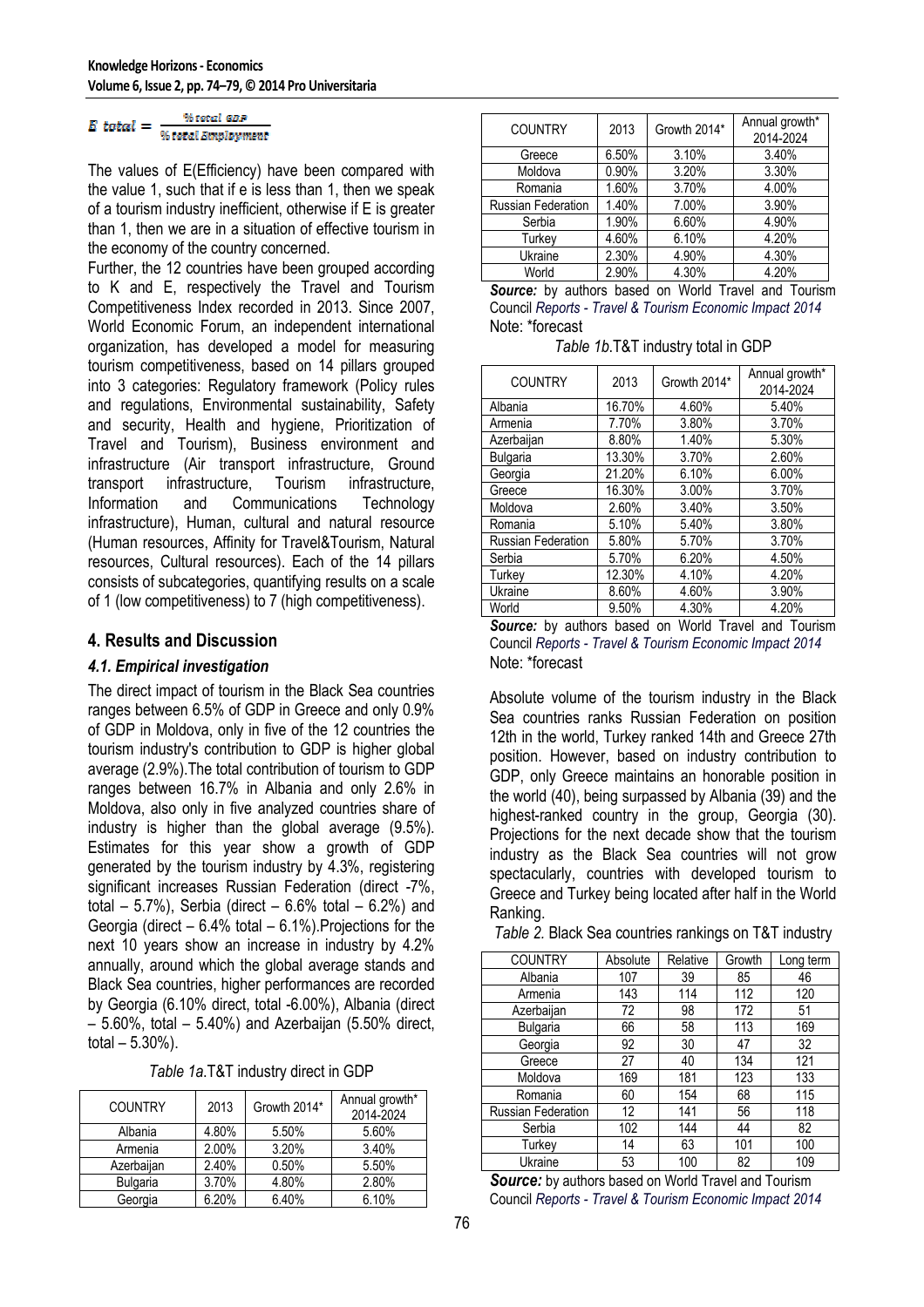$$E\ total = \frac{\%\,total\ GDP}{\%\,total\ Employment}$$

The values of E(Efficiency) have been compared with the value 1, such that if e is less than 1, then we speak of a tourism industry inefficient, otherwise if E is greater than 1, then we are in a situation of effective tourism in the economy of the country concerned.

Further, the 12 countries have been grouped according to K and E, respectively the Travel and Tourism Competitiveness Index recorded in 2013. Since 2007, World Economic Forum, an independent international organization, has developed a model for measuring tourism competitiveness, based on 14 pillars grouped into 3 categories: Regulatory framework (Policy rules and regulations, Environmental sustainability, Safety and security, Health and hygiene, Prioritization of Travel and Tourism), Business environment and infrastructure (Air transport infrastructure, Ground transport infrastructure, Tourism infrastructure, Information and Communications Technology infrastructure), Human, cultural and natural resource (Human resources, Affinity for Travel&Tourism, Natural resources, Cultural resources). Each of the 14 pillars consists of subcategories, quantifying results on a scale of 1 (low competitiveness) to 7 (high competitiveness).

## 4. Results and Discussion

### *4.1. Empirical investigation*

The direct impact of tourism in the Black Sea countries ranges between 6.5% of GDP in Greece and only 0.9% of GDP in Moldova, only in five of the 12 countries the tourism industry's contribution to GDP is higher global average (2.9%).The total contribution of tourism to GDP ranges between 16.7% in Albania and only 2.6% in Moldova, also only in five analyzed countries share of industry is higher than the global average (9.5%). Estimates for this year show a growth of GDP generated by the tourism industry by 4.3%, registering significant increases Russian Federation (direct -7%, total – 5.7%), Serbia (direct – 6.6% total – 6.2%) and Georgia (direct – 6.4% total – 6.1%).Projections for the next 10 years show an increase in industry by 4.2% annually, around which the global average stands and Black Sea countries, higher performances are recorded by Georgia (6.10% direct, total -6.00%), Albania (direct – 5.60%, total – 5.40%) and Azerbaijan (5.50% direct, total – 5.30%).

*Table 1a.*T&T industry direct in GDP

| COUNTRY | 2013 | Growth 2014* | Annual growth* 2014-2024 |
|---|---|---|---|
| Albania | 4.80% | 5.50% | 5.60% |
| Armenia | 2.00% | 3.20% | 3.40% |
| Azerbaijan | 2.40% | 0.50% | 5.50% |
| Bulgaria | 3.70% | 4.80% | 2.80% |
| Georgia | 6.20% | 6.40% | 6.10% |
| Greece | 6.50% | 3.10% | 3.40% |
| Moldova | 0.90% | 3.20% | 3.30% |
| Romania | 1.60% | 3.70% | 4.00% |
| Russian Federation | 1.40% | 7.00% | 3.90% |
| Serbia | 1.90% | 6.60% | 4.90% |
| Turkey | 4.60% | 6.10% | 4.20% |
| Ukraine | 2.30% | 4.90% | 4.30% |
| World | 2.90% | 4.30% | 4.20% |

***Source:*** by authors based on World Travel and Tourism Council *Reports - Travel & Tourism Economic Impact 2014*
Note: *forecast

*Table 1b.*T&T industry total in GDP

| COUNTRY | 2013 | Growth 2014* | Annual growth* 2014-2024 |
|---|---|---|---|
| Albania | 16.70% | 4.60% | 5.40% |
| Armenia | 7.70% | 3.80% | 3.70% |
| Azerbaijan | 8.80% | 1.40% | 5.30% |
| Bulgaria | 13.30% | 3.70% | 2.60% |
| Georgia | 21.20% | 6.10% | 6.00% |
| Greece | 16.30% | 3.00% | 3.70% |
| Moldova | 2.60% | 3.40% | 3.50% |
| Romania | 5.10% | 5.40% | 3.80% |
| Russian Federation | 5.80% | 5.70% | 3.70% |
| Serbia | 5.70% | 6.20% | 4.50% |
| Turkey | 12.30% | 4.10% | 4.20% |
| Ukraine | 8.60% | 4.60% | 3.90% |
| World | 9.50% | 4.30% | 4.20% |

***Source:*** by authors based on World Travel and Tourism Council *Reports - Travel & Tourism Economic Impact 2014*
Note: *forecast

Absolute volume of the tourism industry in the Black Sea countries ranks Russian Federation on position 12th in the world, Turkey ranked 14th and Greece 27th position. However, based on industry contribution to GDP, only Greece maintains an honorable position in the world (40), being surpassed by Albania (39) and the highest-ranked country in the group, Georgia (30). Projections for the next decade show that the tourism industry as the Black Sea countries will not grow spectacularly, countries with developed tourism to Greece and Turkey being located after half in the World Ranking.

*Table 2.* Black Sea countries rankings on T&T industry

| COUNTRY | Absolute | Relative | Growth | Long term |
|---|---|---|---|---|
| Albania | 107 | 39 | 85 | 46 |
| Armenia | 143 | 114 | 112 | 120 |
| Azerbaijan | 72 | 98 | 172 | 51 |
| Bulgaria | 66 | 58 | 113 | 169 |
| Georgia | 92 | 30 | 47 | 32 |
| Greece | 27 | 40 | 134 | 121 |
| Moldova | 169 | 181 | 123 | 133 |
| Romania | 60 | 154 | 68 | 115 |
| Russian Federation | 12 | 141 | 56 | 118 |
| Serbia | 102 | 144 | 44 | 82 |
| Turkey | 14 | 63 | 101 | 100 |
| Ukraine | 53 | 100 | 82 | 109 |

***Source:*** by authors based on World Travel and Tourism Council *Reports - Travel & Tourism Economic Impact 2014*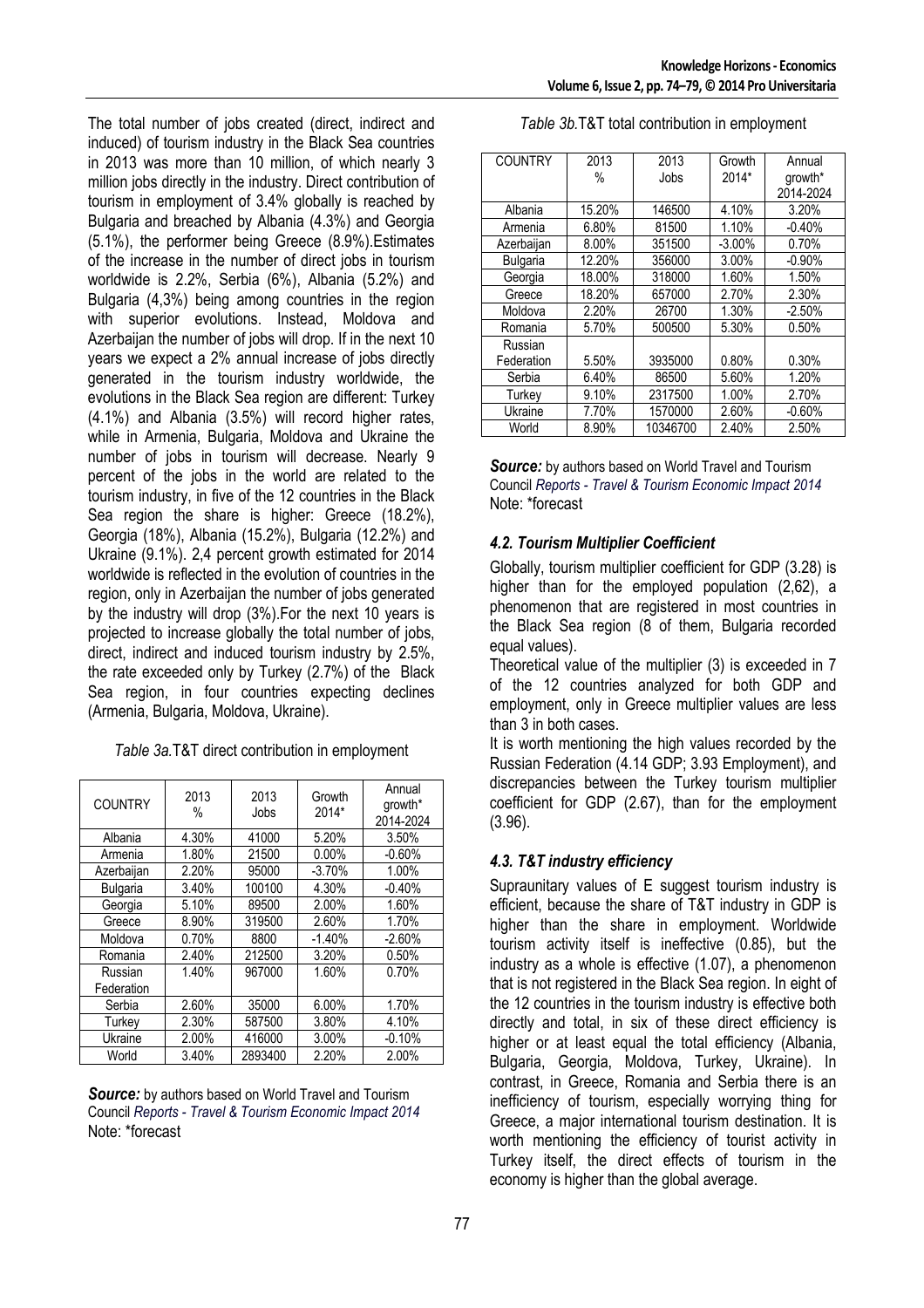The total number of jobs created (direct, indirect and induced) of tourism industry in the Black Sea countries in 2013 was more than 10 million, of which nearly 3 million jobs directly in the industry. Direct contribution of tourism in employment of 3.4% globally is reached by Bulgaria and breached by Albania (4.3%) and Georgia (5.1%), the performer being Greece (8.9%).Estimates of the increase in the number of direct jobs in tourism worldwide is 2.2%, Serbia (6%), Albania (5.2%) and Bulgaria (4,3%) being among countries in the region with superior evolutions. Instead, Moldova and Azerbaijan the number of jobs will drop. If in the next 10 years we expect a 2% annual increase of jobs directly generated in the tourism industry worldwide, the evolutions in the Black Sea region are different: Turkey (4.1%) and Albania (3.5%) will record higher rates, while in Armenia, Bulgaria, Moldova and Ukraine the number of jobs in tourism will decrease. Nearly 9 percent of the jobs in the world are related to the tourism industry, in five of the 12 countries in the Black Sea region the share is higher: Greece (18.2%), Georgia (18%), Albania (15.2%), Bulgaria (12.2%) and Ukraine (9.1%). 2,4 percent growth estimated for 2014 worldwide is reflected in the evolution of countries in the region, only in Azerbaijan the number of jobs generated by the industry will drop (3%).For the next 10 years is projected to increase globally the total number of jobs, direct, indirect and induced tourism industry by 2.5%, the rate exceeded only by Turkey (2.7%) of the Black Sea region, in four countries expecting declines (Armenia, Bulgaria, Moldova, Ukraine).

*Table 3a.*T&T direct contribution in employment

| COUNTRY | 2013 % | 2013 Jobs | Growth 2014* | Annual growth* 2014-2024 |
|---|---|---|---|---|
| Albania | 4.30% | 41000 | 5.20% | 3.50% |
| Armenia | 1.80% | 21500 | 0.00% | -0.60% |
| Azerbaijan | 2.20% | 95000 | -3.70% | 1.00% |
| Bulgaria | 3.40% | 100100 | 4.30% | -0.40% |
| Georgia | 5.10% | 89500 | 2.00% | 1.60% |
| Greece | 8.90% | 319500 | 2.60% | 1.70% |
| Moldova | 0.70% | 8800 | -1.40% | -2.60% |
| Romania | 2.40% | 212500 | 3.20% | 0.50% |
| Russian Federation | 1.40% | 967000 | 1.60% | 0.70% |
| Serbia | 2.60% | 35000 | 6.00% | 1.70% |
| Turkey | 2.30% | 587500 | 3.80% | 4.10% |
| Ukraine | 2.00% | 416000 | 3.00% | -0.10% |
| World | 3.40% | 2893400 | 2.20% | 2.00% |

***Source:*** by authors based on World Travel and Tourism Council *Reports - Travel & Tourism Economic Impact 2014*
Note: *forecast

*Table 3b.*T&T total contribution in employment

| COUNTRY | 2013 % | 2013 Jobs | Growth 2014* | Annual growth* 2014-2024 |
|---|---|---|---|---|
| Albania | 15.20% | 146500 | 4.10% | 3.20% |
| Armenia | 6.80% | 81500 | 1.10% | -0.40% |
| Azerbaijan | 8.00% | 351500 | -3.00% | 0.70% |
| Bulgaria | 12.20% | 356000 | 3.00% | -0.90% |
| Georgia | 18.00% | 318000 | 1.60% | 1.50% |
| Greece | 18.20% | 657000 | 2.70% | 2.30% |
| Moldova | 2.20% | 26700 | 1.30% | -2.50% |
| Romania | 5.70% | 500500 | 5.30% | 0.50% |
| Russian Federation | 5.50% | 3935000 | 0.80% | 0.30% |
| Serbia | 6.40% | 86500 | 5.60% | 1.20% |
| Turkey | 9.10% | 2317500 | 1.00% | 2.70% |
| Ukraine | 7.70% | 1570000 | 2.60% | -0.60% |
| World | 8.90% | 10346700 | 2.40% | 2.50% |

***Source:*** by authors based on World Travel and Tourism Council *Reports - Travel & Tourism Economic Impact 2014*
Note: *forecast

### *4.2. Tourism Multiplier Coefficient*

Globally, tourism multiplier coefficient for GDP (3.28) is higher than for the employed population (2,62), a phenomenon that are registered in most countries in the Black Sea region (8 of them, Bulgaria recorded equal values).

Theoretical value of the multiplier (3) is exceeded in 7 of the 12 countries analyzed for both GDP and employment, only in Greece multiplier values are less than 3 in both cases.

It is worth mentioning the high values recorded by the Russian Federation (4.14 GDP; 3.93 Employment), and discrepancies between the Turkey tourism multiplier coefficient for GDP (2.67), than for the employment (3.96).

### *4.3. T&T industry efficiency*

Supraunitary values of E suggest tourism industry is efficient, because the share of T&T industry in GDP is higher than the share in employment. Worldwide tourism activity itself is ineffective (0.85), but the industry as a whole is effective (1.07), a phenomenon that is not registered in the Black Sea region. In eight of the 12 countries in the tourism industry is effective both directly and total, in six of these direct efficiency is higher or at least equal the total efficiency (Albania, Bulgaria, Georgia, Moldova, Turkey, Ukraine). In contrast, in Greece, Romania and Serbia there is an inefficiency of tourism, especially worrying thing for Greece, a major international tourism destination. It is worth mentioning the efficiency of tourist activity in Turkey itself, the direct effects of tourism in the economy is higher than the global average.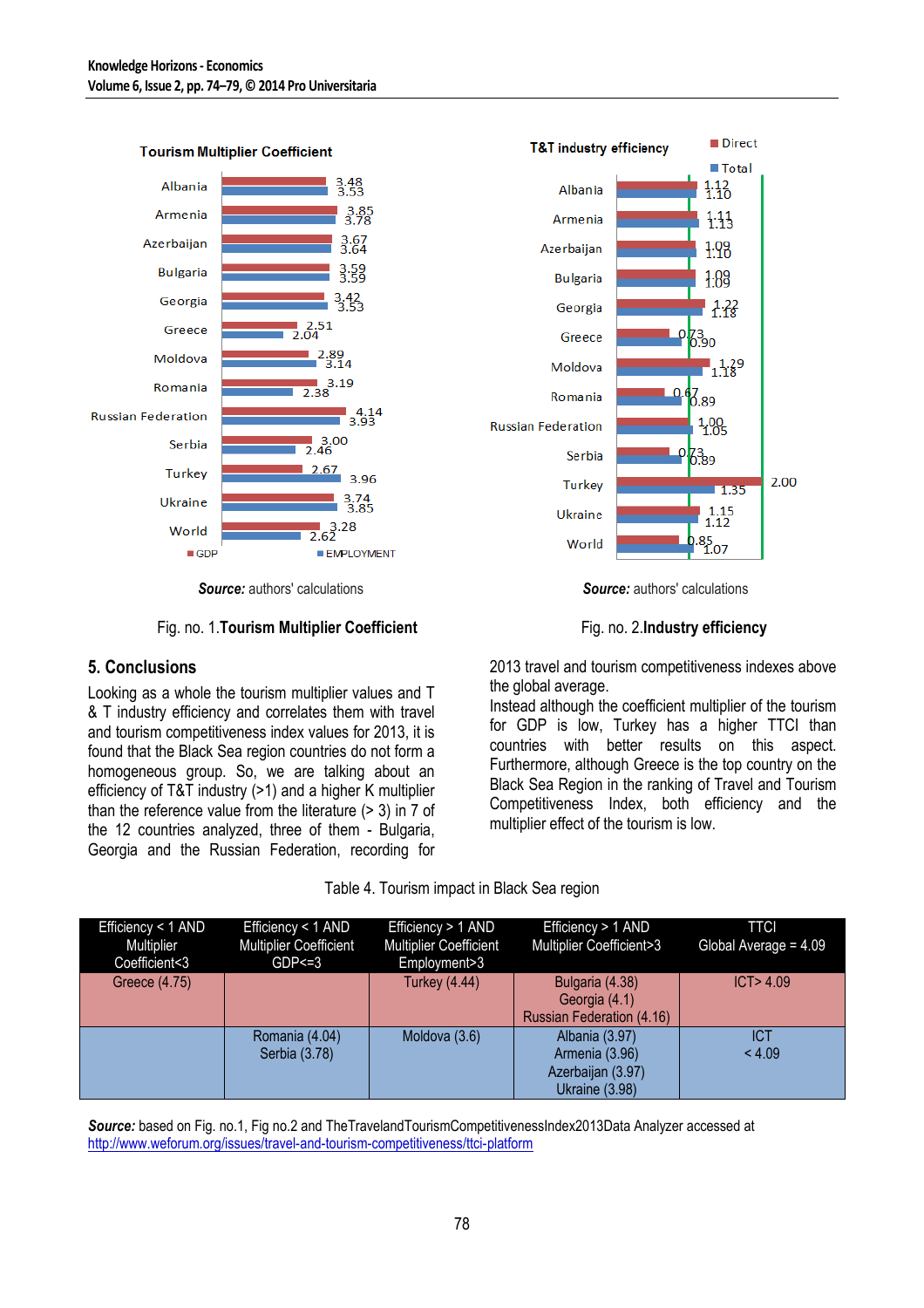**Tourism Multiplier Coefficient**

| Country | GDP | EMPLOYMENT |
|---|---|---|
| Albania | 3.48 | 3.53 |
| Armenia | 3.85 | 3.78 |
| Azerbaijan | 3.67 | 3.64 |
| Bulgaria | 3.59 | 3.59 |
| Georgia | 3.42 | 3.53 |
| Greece | 2.51 | 2.04 |
| Moldova | 2.89 | 3.14 |
| Romania | 3.19 | 2.38 |
| Russian Federation | 4.14 | 3.93 |
| Serbia | 3.00 | 2.46 |
| Turkey | 2.67 | 3.96 |
| Ukraine | 3.74 | 3.85 |
| World | 3.28 | 2.62 |

***Source:*** authors' calculations

Fig. no. 1.**Tourism Multiplier Coefficient**

**T&T industry efficiency**

| Country | Direct | Total |
|---|---|---|
| Albania | 1.12 | 1.10 |
| Armenia | 1.11 | 1.13 |
| Azerbaijan | 1.09 | 1.10 |
| Bulgaria | 1.09 | 1.09 |
| Georgia | 1.22 | 1.18 |
| Greece | 0.73 | 0.90 |
| Moldova | 1.29 | 1.18 |
| Romania | 0.67 | 0.89 |
| Russian Federation | 1.00 | 1.05 |
| Serbia | 0.73 | 0.89 |
| Turkey | 2.00 | 1.35 |
| Ukraine | 1.15 | 1.12 |
| World | 0.85 | 1.07 |

***Source:*** authors' calculations

Fig. no. 2.**Industry efficiency**

## 5. Conclusions

Looking as a whole the tourism multiplier values and T & T industry efficiency and correlates them with travel and tourism competitiveness index values for 2013, it is found that the Black Sea region countries do not form a homogeneous group. So, we are talking about an efficiency of T&T industry (>1) and a higher K multiplier than the reference value from the literature (> 3) in 7 of the 12 countries analyzed, three of them - Bulgaria, Georgia and the Russian Federation, recording for 2013 travel and tourism competitiveness indexes above the global average.

Instead although the coefficient multiplier of the tourism for GDP is low, Turkey has a higher TTCI than countries with better results on this aspect. Furthermore, although Greece is the top country on the Black Sea Region in the ranking of Travel and Tourism Competitiveness Index, both efficiency and the multiplier effect of the tourism is low.

Table 4. Tourism impact in Black Sea region

| Efficiency < 1 AND Multiplier Coefficient<3 | Efficiency < 1 AND Multiplier Coefficient GDP<=3 | Efficiency > 1 AND Multiplier Coefficient Employment>3 | Efficiency > 1 AND Multiplier Coefficient>3 | TTCI Global Average = 4.09 |
|---|---|---|---|---|
| Greece (4.75) | | Turkey (4.44) | Bulgaria (4.38) Georgia (4.1) Russian Federation (4.16) | ICT> 4.09 |
| | Romania (4.04) Serbia (3.78) | Moldova (3.6) | Albania (3.97) Armenia (3.96) Azerbaijan (3.97) Ukraine (3.98) | ICT < 4.09 |

***Source:*** based on Fig. no.1, Fig no.2 and TheTravelandTourismCompetitivenessIndex2013Data Analyzer accessed at http://www.weforum.org/issues/travel-and-tourism-competitiveness/ttci-platform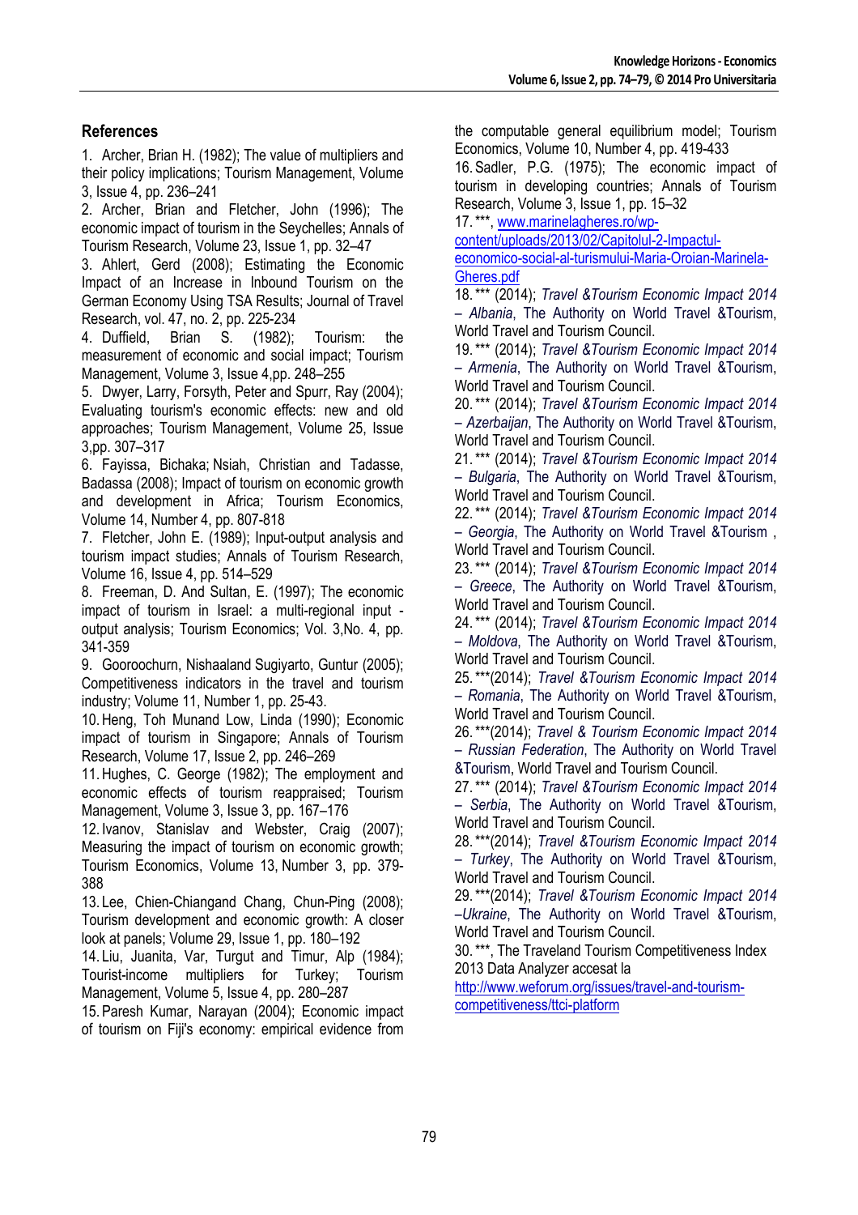## References

1. Archer, Brian H. (1982); The value of multipliers and their policy implications; Tourism Management, Volume 3, Issue 4, pp. 236–241
2. Archer, Brian and Fletcher, John (1996); The economic impact of tourism in the Seychelles; Annals of Tourism Research, Volume 23, Issue 1, pp. 32–47
3. Ahlert, Gerd (2008); Estimating the Economic Impact of an Increase in Inbound Tourism on the German Economy Using TSA Results; Journal of Travel Research, vol. 47, no. 2, pp. 225-234
4. Duffield, Brian S. (1982); Tourism: the measurement of economic and social impact; Tourism Management, Volume 3, Issue 4,pp. 248–255
5. Dwyer, Larry, Forsyth, Peter and Spurr, Ray (2004); Evaluating tourism's economic effects: new and old approaches; Tourism Management, Volume 25, Issue 3,pp. 307–317
6. Fayissa, Bichaka; Nsiah, Christian and Tadasse, Badassa (2008); Impact of tourism on economic growth and development in Africa; Tourism Economics, Volume 14, Number 4, pp. 807-818
7. Fletcher, John E. (1989); Input-output analysis and tourism impact studies; Annals of Tourism Research, Volume 16, Issue 4, pp. 514–529
8. Freeman, D. And Sultan, E. (1997); The economic impact of tourism in Israel: a multi-regional input - output analysis; Tourism Economics; Vol. 3,No. 4, pp. 341-359
9. Gooroochurn, Nishaaland Sugiyarto, Guntur (2005); Competitiveness indicators in the travel and tourism industry; Volume 11, Number 1, pp. 25-43.
10. Heng, Toh Munand Low, Linda (1990); Economic impact of tourism in Singapore; Annals of Tourism Research, Volume 17, Issue 2, pp. 246–269
11. Hughes, C. George (1982); The employment and economic effects of tourism reappraised; Tourism Management, Volume 3, Issue 3, pp. 167–176
12. Ivanov, Stanislav and Webster, Craig (2007); Measuring the impact of tourism on economic growth; Tourism Economics, Volume 13, Number 3, pp. 379-388
13. Lee, Chien-Chiangand Chang, Chun-Ping (2008); Tourism development and economic growth: A closer look at panels; Volume 29, Issue 1, pp. 180–192
14. Liu, Juanita, Var, Turgut and Timur, Alp (1984); Tourist-income multipliers for Turkey; Tourism Management, Volume 5, Issue 4, pp. 280–287
15. Paresh Kumar, Narayan (2004); Economic impact of tourism on Fiji's economy: empirical evidence from the computable general equilibrium model; Tourism Economics, Volume 10, Number 4, pp. 419-433
16. Sadler, P.G. (1975); The economic impact of tourism in developing countries; Annals of Tourism Research, Volume 3, Issue 1, pp. 15–32
17. ***, www.marinelagheres.ro/wp-content/uploads/2013/02/Capitolul-2-Impactul-economico-social-al-turismului-Maria-Oroian-Marinela-Gheres.pdf
18. *** (2014); *Travel &Tourism Economic Impact 2014 – Albania*, The Authority on World Travel &Tourism, World Travel and Tourism Council.
19. *** (2014); *Travel &Tourism Economic Impact 2014 – Armenia*, The Authority on World Travel &Tourism, World Travel and Tourism Council.
20. *** (2014); *Travel &Tourism Economic Impact 2014 – Azerbaijan*, The Authority on World Travel &Tourism, World Travel and Tourism Council.
21. *** (2014); *Travel &Tourism Economic Impact 2014 – Bulgaria*, The Authority on World Travel &Tourism, World Travel and Tourism Council.
22. *** (2014); *Travel &Tourism Economic Impact 2014 – Georgia*, The Authority on World Travel &Tourism , World Travel and Tourism Council.
23. *** (2014); *Travel &Tourism Economic Impact 2014 – Greece*, The Authority on World Travel &Tourism, World Travel and Tourism Council.
24. *** (2014); *Travel &Tourism Economic Impact 2014 – Moldova*, The Authority on World Travel &Tourism, World Travel and Tourism Council.
25. ***(2014); *Travel &Tourism Economic Impact 2014 – Romania*, The Authority on World Travel &Tourism, World Travel and Tourism Council.
26. ***(2014); *Travel & Tourism Economic Impact 2014 – Russian Federation*, The Authority on World Travel &Tourism, World Travel and Tourism Council.
27. *** (2014); *Travel &Tourism Economic Impact 2014 – Serbia*, The Authority on World Travel &Tourism, World Travel and Tourism Council.
28. ***(2014); *Travel &Tourism Economic Impact 2014 – Turkey*, The Authority on World Travel &Tourism, World Travel and Tourism Council.
29. ***(2014); *Travel &Tourism Economic Impact 2014 –Ukraine*, The Authority on World Travel &Tourism, World Travel and Tourism Council.
30. ***, The Traveland Tourism Competitiveness Index 2013 Data Analyzer accesat la http://www.weforum.org/issues/travel-and-tourism-competitiveness/ttci-platform